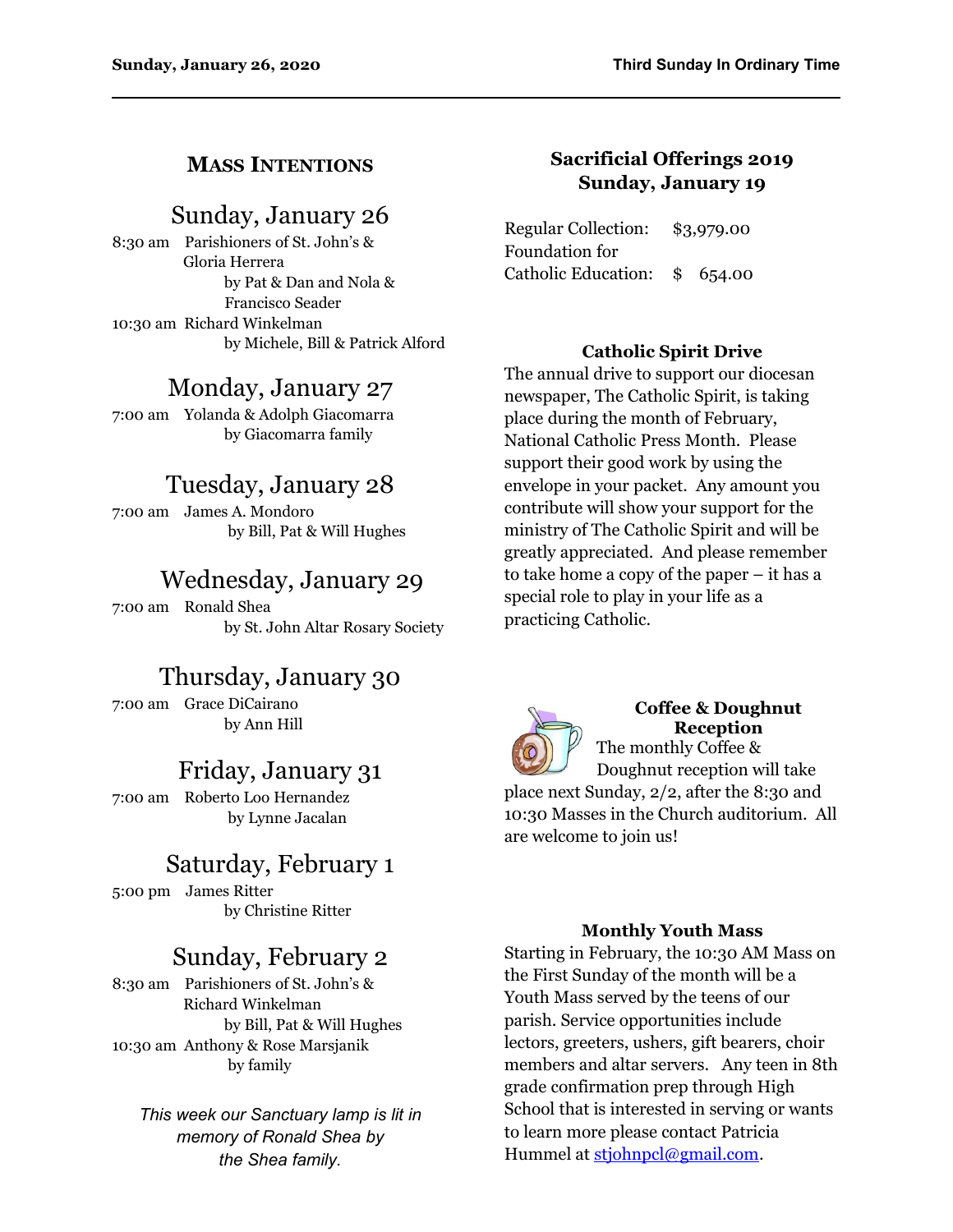## Mass Intentions

### Sunday, January 26

8:30 am Parishioners of St. John's & Gloria Herrera
by Pat & Dan and Nola & Francisco Seader

10:30 am Richard Winkelman
by Michele, Bill & Patrick Alford

### Monday, January 27

7:00 am Yolanda & Adolph Giacomarra
by Giacomarra family

### Tuesday, January 28

7:00 am James A. Mondoro
by Bill, Pat & Will Hughes

### Wednesday, January 29

7:00 am Ronald Shea
by St. John Altar Rosary Society

### Thursday, January 30

7:00 am Grace DiCairano
by Ann Hill

### Friday, January 31

7:00 am Roberto Loo Hernandez
by Lynne Jacalan

### Saturday, February 1

5:00 pm James Ritter
by Christine Ritter

### Sunday, February 2

8:30 am Parishioners of St. John's & Richard Winkelman
by Bill, Pat & Will Hughes

10:30 am Anthony & Rose Marsjanik
by family

*This week our Sanctuary lamp is lit in memory of Ronald Shea by the Shea family.*

## Sacrificial Offerings 2019
## Sunday, January 19

| | |
|---|---|
| Regular Collection: | $3,979.00 |
| Foundation for Catholic Education: | $ 654.00 |

**Catholic Spirit Drive**

The annual drive to support our diocesan newspaper, The Catholic Spirit, is taking place during the month of February, National Catholic Press Month. Please support their good work by using the envelope in your packet. Any amount you contribute will show your support for the ministry of The Catholic Spirit and will be greatly appreciated. And please remember to take home a copy of the paper – it has a special role to play in your life as a practicing Catholic.

**Coffee & Doughnut Reception**

The monthly Coffee & Doughnut reception will take place next Sunday, 2/2, after the 8:30 and 10:30 Masses in the Church auditorium. All are welcome to join us!

**Monthly Youth Mass**

Starting in February, the 10:30 AM Mass on the First Sunday of the month will be a Youth Mass served by the teens of our parish. Service opportunities include lectors, greeters, ushers, gift bearers, choir members and altar servers. Any teen in 8th grade confirmation prep through High School that is interested in serving or wants to learn more please contact Patricia Hummel at stjohnpcl@gmail.com.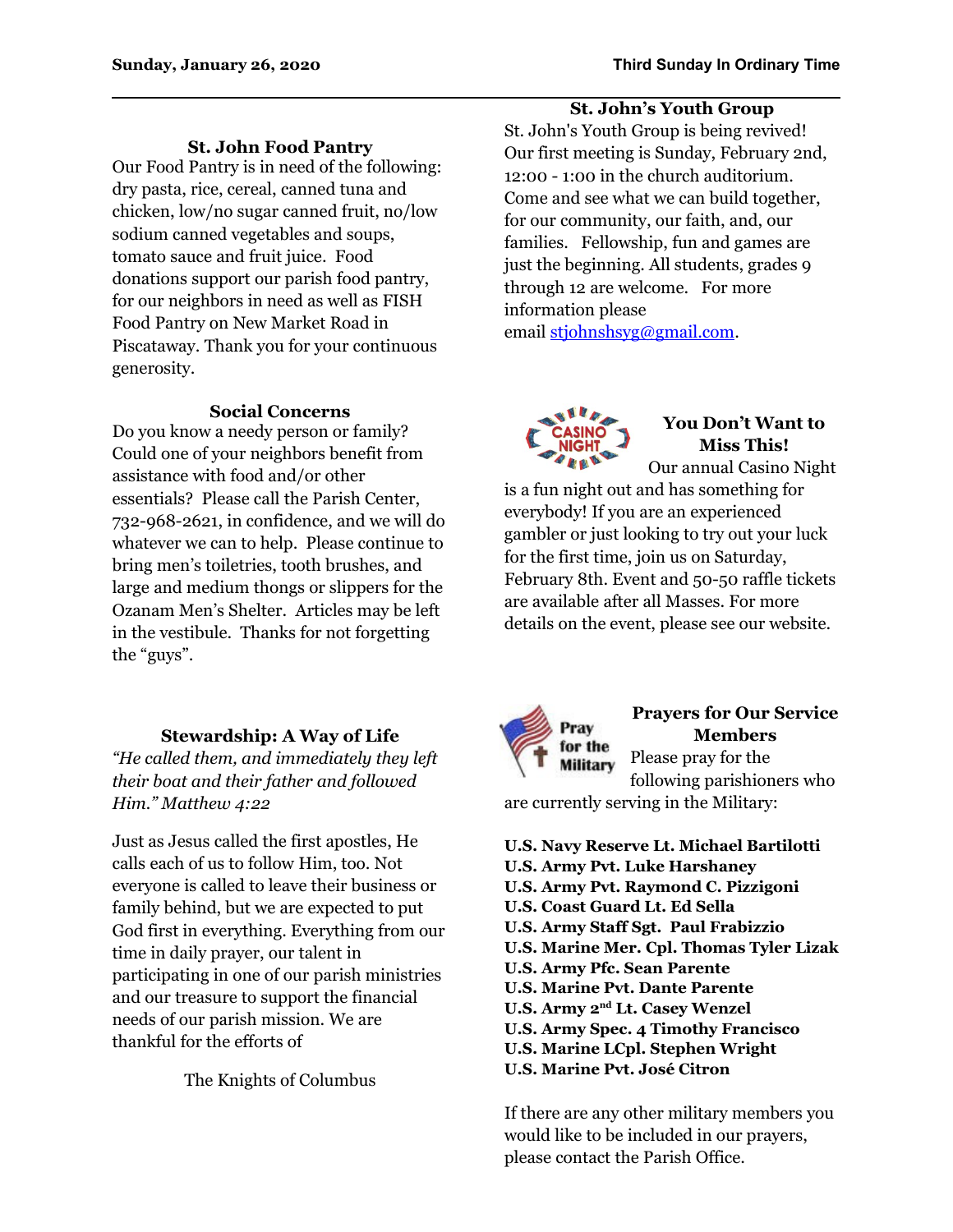### St. John Food Pantry

Our Food Pantry is in need of the following: dry pasta, rice, cereal, canned tuna and chicken, low/no sugar canned fruit, no/low sodium canned vegetables and soups, tomato sauce and fruit juice. Food donations support our parish food pantry, for our neighbors in need as well as FISH Food Pantry on New Market Road in Piscataway. Thank you for your continuous generosity.

### Social Concerns

Do you know a needy person or family? Could one of your neighbors benefit from assistance with food and/or other essentials? Please call the Parish Center, 732-968-2621, in confidence, and we will do whatever we can to help. Please continue to bring men's toiletries, tooth brushes, and large and medium thongs or slippers for the Ozanam Men's Shelter. Articles may be left in the vestibule. Thanks for not forgetting the "guys".

### Stewardship: A Way of Life

*"He called them, and immediately they left their boat and their father and followed Him." Matthew 4:22*

Just as Jesus called the first apostles, He calls each of us to follow Him, too. Not everyone is called to leave their business or family behind, but we are expected to put God first in everything. Everything from our time in daily prayer, our talent in participating in one of our parish ministries and our treasure to support the financial needs of our parish mission. We are thankful for the efforts of

The Knights of Columbus

### St. John's Youth Group

St. John's Youth Group is being revived! Our first meeting is Sunday, February 2nd, 12:00 - 1:00 in the church auditorium. Come and see what we can build together, for our community, our faith, and, our families. Fellowship, fun and games are just the beginning. All students, grades 9 through 12 are welcome. For more information please email stjohnshsyg@gmail.com.

### You Don't Want to Miss This!

Our annual Casino Night is a fun night out and has something for everybody! If you are an experienced gambler or just looking to try out your luck for the first time, join us on Saturday, February 8th. Event and 50-50 raffle tickets are available after all Masses. For more details on the event, please see our website.

### Prayers for Our Service Members

Please pray for the following parishioners who are currently serving in the Military:

**U.S. Navy Reserve Lt. Michael Bartilotti**
**U.S. Army Pvt. Luke Harshaney**
**U.S. Army Pvt. Raymond C. Pizzigoni**
**U.S. Coast Guard Lt. Ed Sella**
**U.S. Army Staff Sgt. Paul Frabizzio**
**U.S. Marine Mer. Cpl. Thomas Tyler Lizak**
**U.S. Army Pfc. Sean Parente**
**U.S. Marine Pvt. Dante Parente**
**U.S. Army 2nd Lt. Casey Wenzel**
**U.S. Army Spec. 4 Timothy Francisco**
**U.S. Marine LCpl. Stephen Wright**
**U.S. Marine Pvt. José Citron**

If there are any other military members you would like to be included in our prayers, please contact the Parish Office.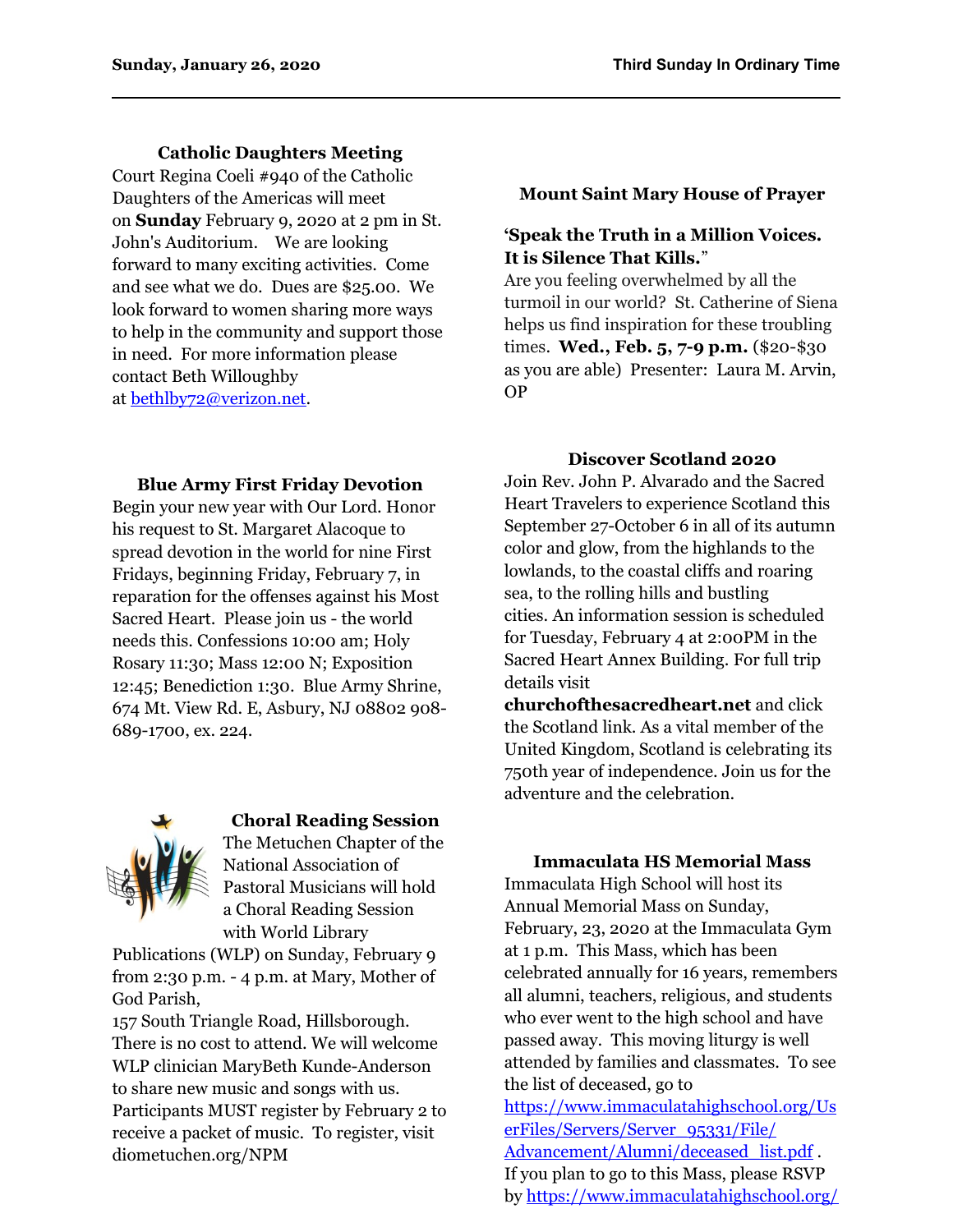### Catholic Daughters Meeting

Court Regina Coeli #940 of the Catholic Daughters of the Americas will meet on **Sunday** February 9, 2020 at 2 pm in St. John's Auditorium. We are looking forward to many exciting activities. Come and see what we do. Dues are $25.00. We look forward to women sharing more ways to help in the community and support those in need. For more information please contact Beth Willoughby at bethlby72@verizon.net.

### Blue Army First Friday Devotion

Begin your new year with Our Lord. Honor his request to St. Margaret Alacoque to spread devotion in the world for nine First Fridays, beginning Friday, February 7, in reparation for the offenses against his Most Sacred Heart. Please join us - the world needs this. Confessions 10:00 am; Holy Rosary 11:30; Mass 12:00 N; Exposition 12:45; Benediction 1:30. Blue Army Shrine, 674 Mt. View Rd. E, Asbury, NJ 08802 908-689-1700, ex. 224.

### Choral Reading Session

The Metuchen Chapter of the National Association of Pastoral Musicians will hold a Choral Reading Session with World Library Publications (WLP) on Sunday, February 9 from 2:30 p.m. - 4 p.m. at Mary, Mother of God Parish,
157 South Triangle Road, Hillsborough. There is no cost to attend. We will welcome WLP clinician MaryBeth Kunde-Anderson to share new music and songs with us. Participants MUST register by February 2 to receive a packet of music. To register, visit diometuchen.org/NPM

### Mount Saint Mary House of Prayer

**'Speak the Truth in a Million Voices. It is Silence That Kills.**"
Are you feeling overwhelmed by all the turmoil in our world? St. Catherine of Siena helps us find inspiration for these troubling times. **Wed., Feb. 5, 7-9 p.m.** ($20-$30 as you are able) Presenter: Laura M. Arvin, OP

### Discover Scotland 2020

Join Rev. John P. Alvarado and the Sacred Heart Travelers to experience Scotland this September 27-October 6 in all of its autumn color and glow, from the highlands to the lowlands, to the coastal cliffs and roaring sea, to the rolling hills and bustling cities. An information session is scheduled for Tuesday, February 4 at 2:00PM in the Sacred Heart Annex Building. For full trip details visit **churchofthesacredheart.net** and click the Scotland link. As a vital member of the United Kingdom, Scotland is celebrating its 750th year of independence. Join us for the adventure and the celebration.

### Immaculata HS Memorial Mass

Immaculata High School will host its Annual Memorial Mass on Sunday, February, 23, 2020 at the Immaculata Gym at 1 p.m. This Mass, which has been celebrated annually for 16 years, remembers all alumni, teachers, religious, and students who ever went to the high school and have passed away. This moving liturgy is well attended by families and classmates. To see the list of deceased, go to https://www.immaculatahighschool.org/UserFiles/Servers/Server_95331/File/Advancement/Alumni/deceased_list.pdf . If you plan to go to this Mass, please RSVP by https://www.immaculatahighschool.org/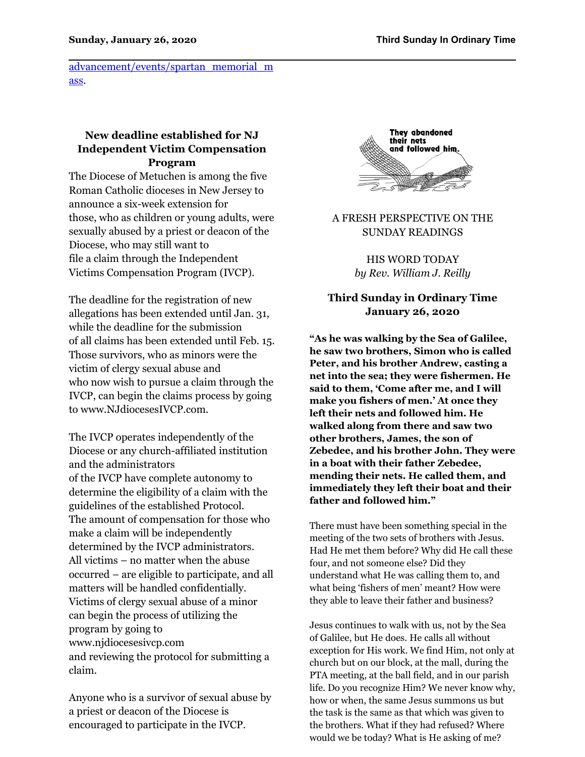advancement/events/spartan_memorial_mass.

### New deadline established for NJ Independent Victim Compensation Program

The Diocese of Metuchen is among the five Roman Catholic dioceses in New Jersey to announce a six-week extension for those, who as children or young adults, were sexually abused by a priest or deacon of the Diocese, who may still want to file a claim through the Independent Victims Compensation Program (IVCP).

The deadline for the registration of new allegations has been extended until Jan. 31, while the deadline for the submission of all claims has been extended until Feb. 15. Those survivors, who as minors were the victim of clergy sexual abuse and who now wish to pursue a claim through the IVCP, can begin the claims process by going to www.NJdiocesesIVCP.com.

The IVCP operates independently of the Diocese or any church-affiliated institution and the administrators of the IVCP have complete autonomy to determine the eligibility of a claim with the guidelines of the established Protocol. The amount of compensation for those who make a claim will be independently determined by the IVCP administrators. All victims – no matter when the abuse occurred – are eligible to participate, and all matters will be handled confidentially. Victims of clergy sexual abuse of a minor can begin the process of utilizing the program by going to www.njdiocesesivcp.com and reviewing the protocol for submitting a claim.

Anyone who is a survivor of sexual abuse by a priest or deacon of the Diocese is encouraged to participate in the IVCP.

They abandoned their nets and followed him.

A FRESH PERSPECTIVE ON THE SUNDAY READINGS

HIS WORD TODAY
*by Rev. William J. Reilly*

### Third Sunday in Ordinary Time
### January 26, 2020

**"As he was walking by the Sea of Galilee, he saw two brothers, Simon who is called Peter, and his brother Andrew, casting a net into the sea; they were fishermen. He said to them, 'Come after me, and I will make you fishers of men.' At once they left their nets and followed him. He walked along from there and saw two other brothers, James, the son of Zebedee, and his brother John. They were in a boat with their father Zebedee, mending their nets. He called them, and immediately they left their boat and their father and followed him."**

There must have been something special in the meeting of the two sets of brothers with Jesus. Had He met them before? Why did He call these four, and not someone else? Did they understand what He was calling them to, and what being 'fishers of men' meant? How were they able to leave their father and business?

Jesus continues to walk with us, not by the Sea of Galilee, but He does. He calls all without exception for His work. We find Him, not only at church but on our block, at the mall, during the PTA meeting, at the ball field, and in our parish life. Do you recognize Him? We never know why, how or when, the same Jesus summons us but the task is the same as that which was given to the brothers. What if they had refused? Where would we be today? What is He asking of me?